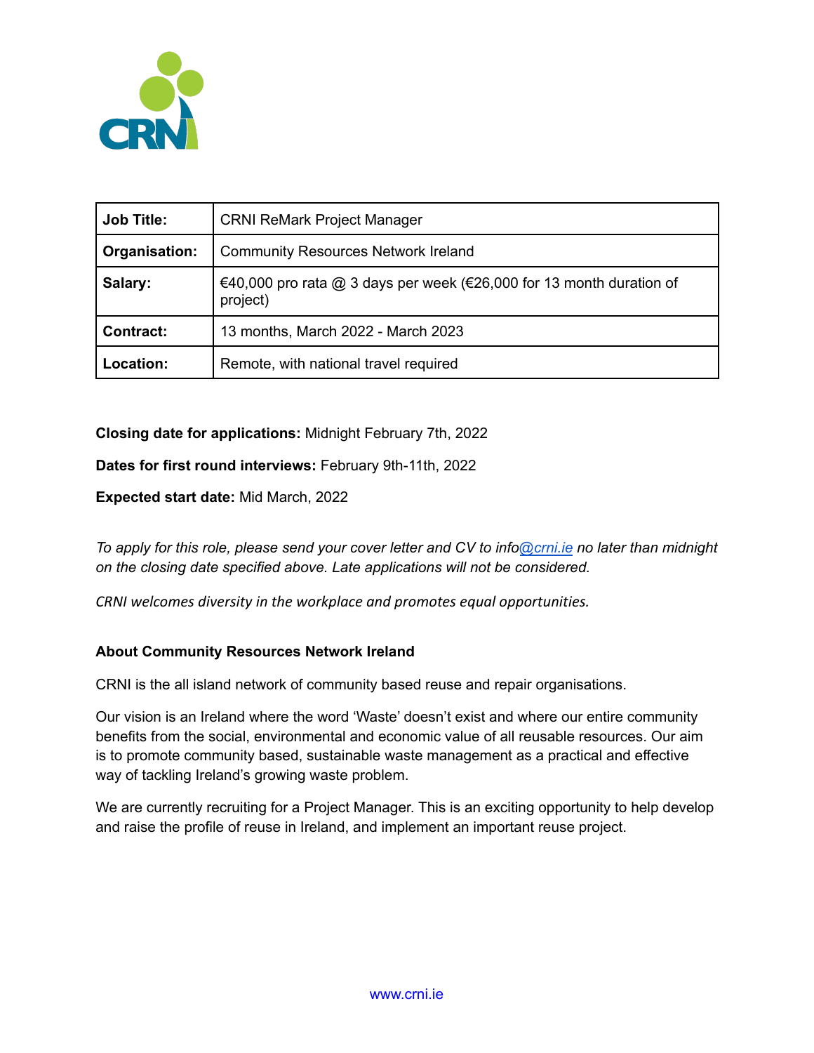| Job Title: | CRNI ReMark Project Manager |
| --- | --- |
| Organisation: | Community Resources Network Ireland |
| Salary: | €40,000 pro rata @ 3 days per week (€26,000 for 13 month duration of project) |
| Contract: | 13 months, March 2022 - March 2023 |
| Location: | Remote, with national travel required |

**Closing date for applications:** Midnight February 7th, 2022

**Dates for first round interviews:** February 9th-11th, 2022

**Expected start date:** Mid March, 2022

*To apply for this role, please send your cover letter and CV to info@crni.ie no later than midnight on the closing date specified above. Late applications will not be considered.*

*CRNI welcomes diversity in the workplace and promotes equal opportunities.*

**About Community Resources Network Ireland**

CRNI is the all island network of community based reuse and repair organisations.

Our vision is an Ireland where the word 'Waste' doesn't exist and where our entire community benefits from the social, environmental and economic value of all reusable resources. Our aim is to promote community based, sustainable waste management as a practical and effective way of tackling Ireland's growing waste problem.

We are currently recruiting for a Project Manager. This is an exciting opportunity to help develop and raise the profile of reuse in Ireland, and implement an important reuse project.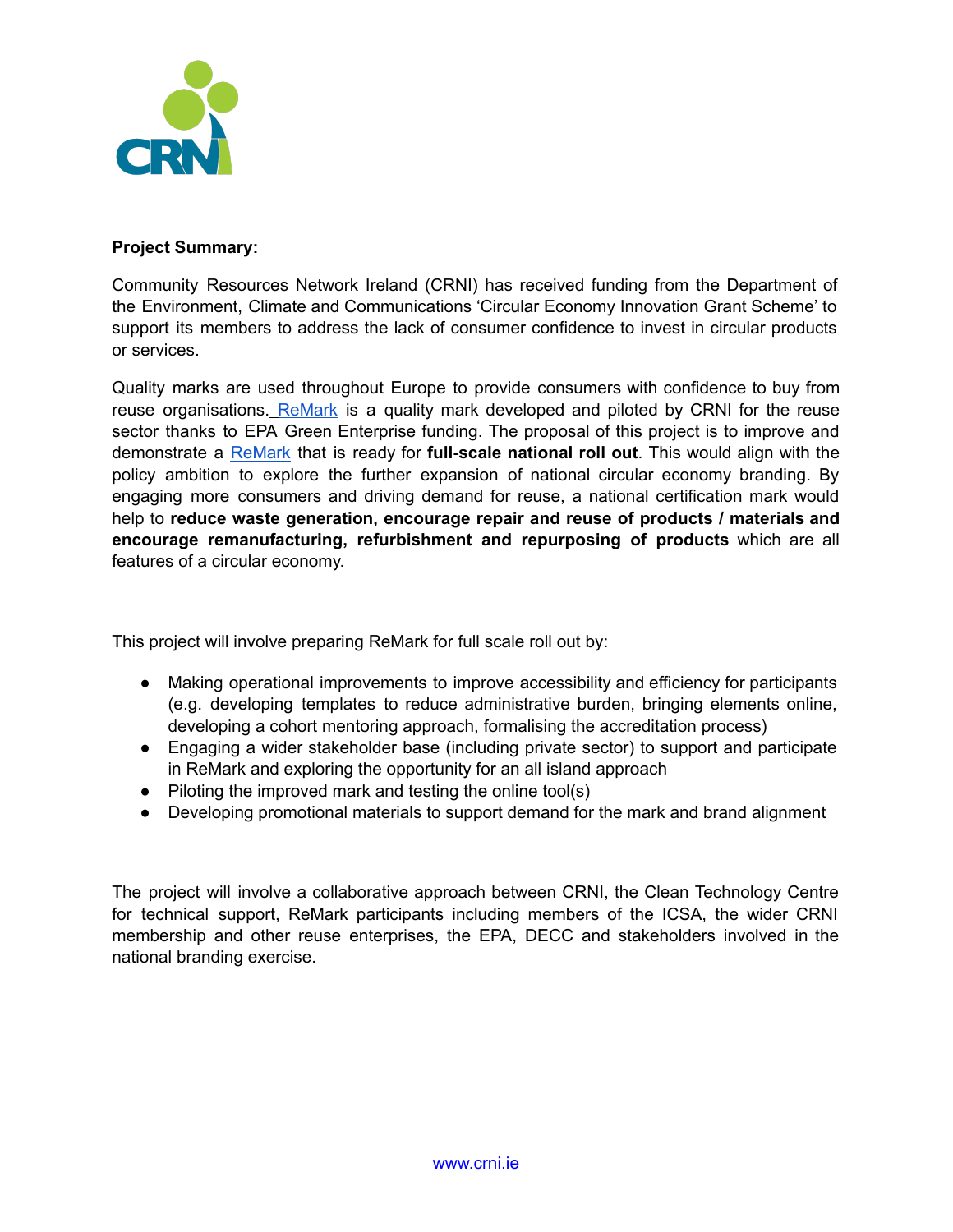**Project Summary:**

Community Resources Network Ireland (CRNI) has received funding from the Department of the Environment, Climate and Communications 'Circular Economy Innovation Grant Scheme' to support its members to address the lack of consumer confidence to invest in circular products or services.

Quality marks are used throughout Europe to provide consumers with confidence to buy from reuse organisations. ReMark is a quality mark developed and piloted by CRNI for the reuse sector thanks to EPA Green Enterprise funding. The proposal of this project is to improve and demonstrate a ReMark that is ready for **full-scale national roll out**. This would align with the policy ambition to explore the further expansion of national circular economy branding. By engaging more consumers and driving demand for reuse, a national certification mark would help to **reduce waste generation, encourage repair and reuse of products / materials and encourage remanufacturing, refurbishment and repurposing of products** which are all features of a circular economy.

This project will involve preparing ReMark for full scale roll out by:

- Making operational improvements to improve accessibility and efficiency for participants (e.g. developing templates to reduce administrative burden, bringing elements online, developing a cohort mentoring approach, formalising the accreditation process)
- Engaging a wider stakeholder base (including private sector) to support and participate in ReMark and exploring the opportunity for an all island approach
- Piloting the improved mark and testing the online tool(s)
- Developing promotional materials to support demand for the mark and brand alignment

The project will involve a collaborative approach between CRNI, the Clean Technology Centre for technical support, ReMark participants including members of the ICSA, the wider CRNI membership and other reuse enterprises, the EPA, DECC and stakeholders involved in the national branding exercise.

www.crni.ie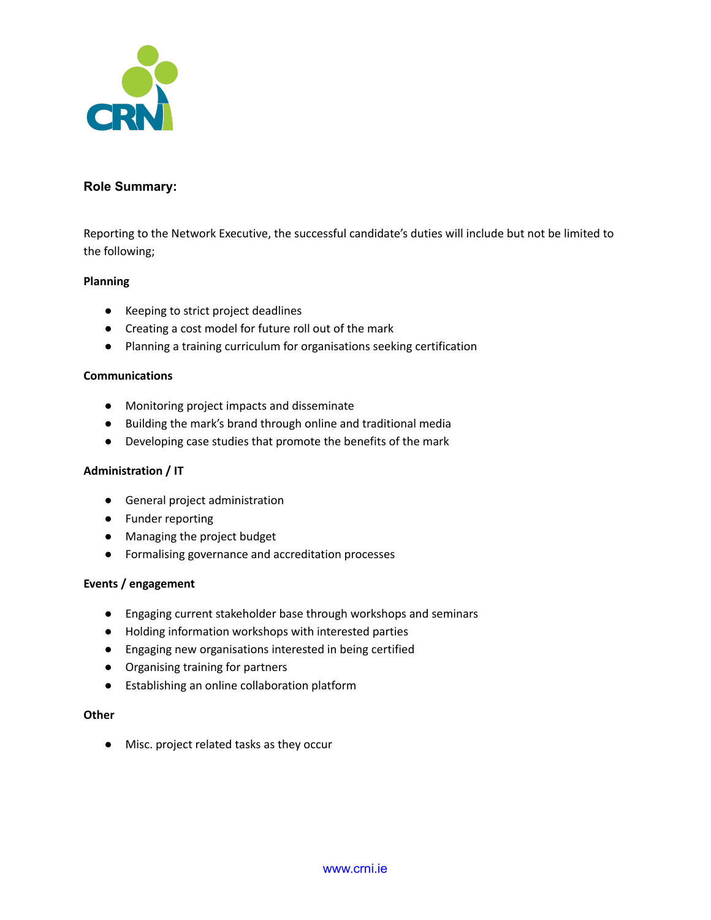### Role Summary:

Reporting to the Network Executive, the successful candidate's duties will include but not be limited to the following;

**Planning**

- Keeping to strict project deadlines
- Creating a cost model for future roll out of the mark
- Planning a training curriculum for organisations seeking certification

**Communications**

- Monitoring project impacts and disseminate
- Building the mark's brand through online and traditional media
- Developing case studies that promote the benefits of the mark

**Administration / IT**

- General project administration
- Funder reporting
- Managing the project budget
- Formalising governance and accreditation processes

**Events / engagement**

- Engaging current stakeholder base through workshops and seminars
- Holding information workshops with interested parties
- Engaging new organisations interested in being certified
- Organising training for partners
- Establishing an online collaboration platform

**Other**

- Misc. project related tasks as they occur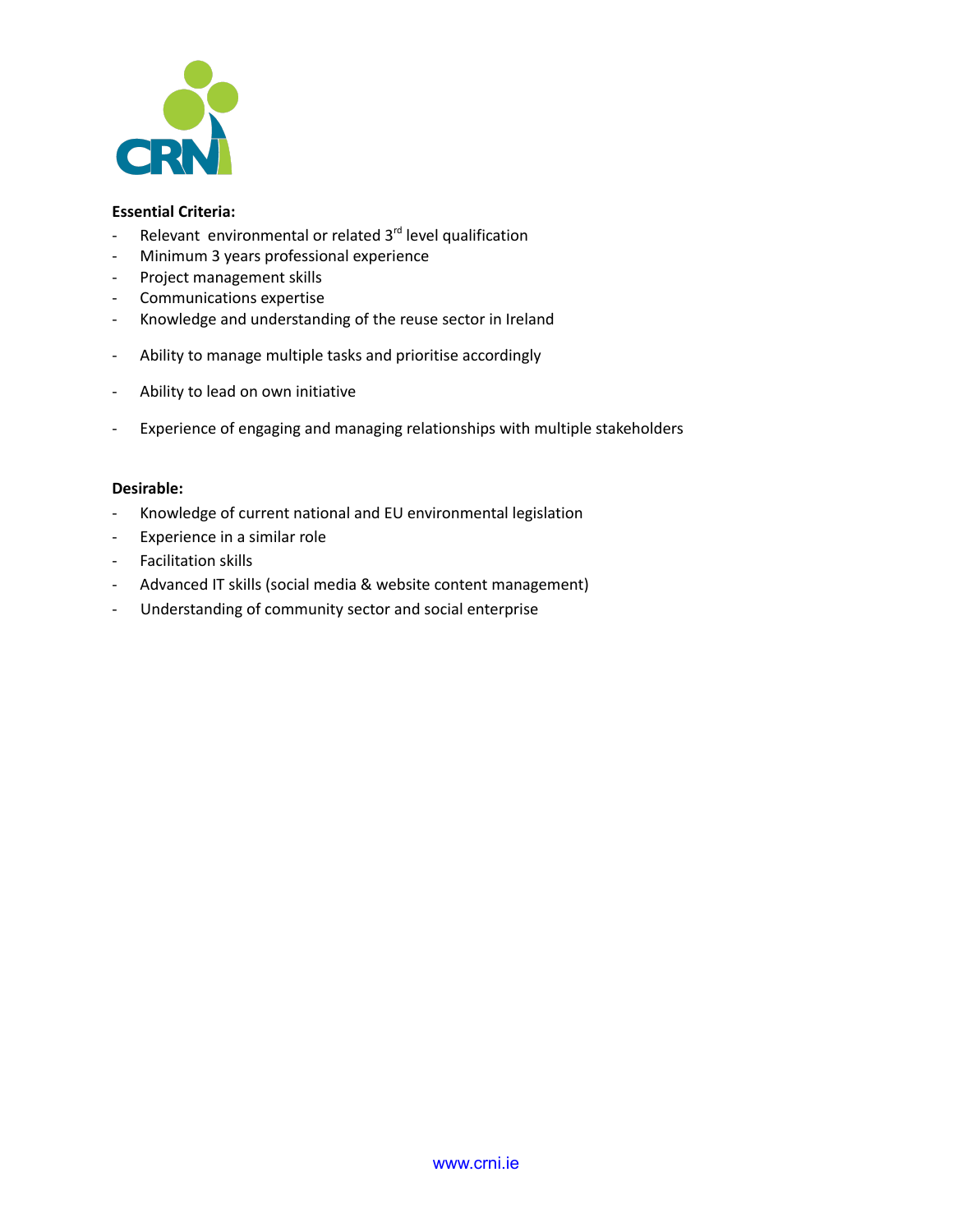**Essential Criteria:**

- Relevant environmental or related 3rd level qualification
- Minimum 3 years professional experience
- Project management skills
- Communications expertise
- Knowledge and understanding of the reuse sector in Ireland
- Ability to manage multiple tasks and prioritise accordingly
- Ability to lead on own initiative
- Experience of engaging and managing relationships with multiple stakeholders

**Desirable:**

- Knowledge of current national and EU environmental legislation
- Experience in a similar role
- Facilitation skills
- Advanced IT skills (social media & website content management)
- Understanding of community sector and social enterprise